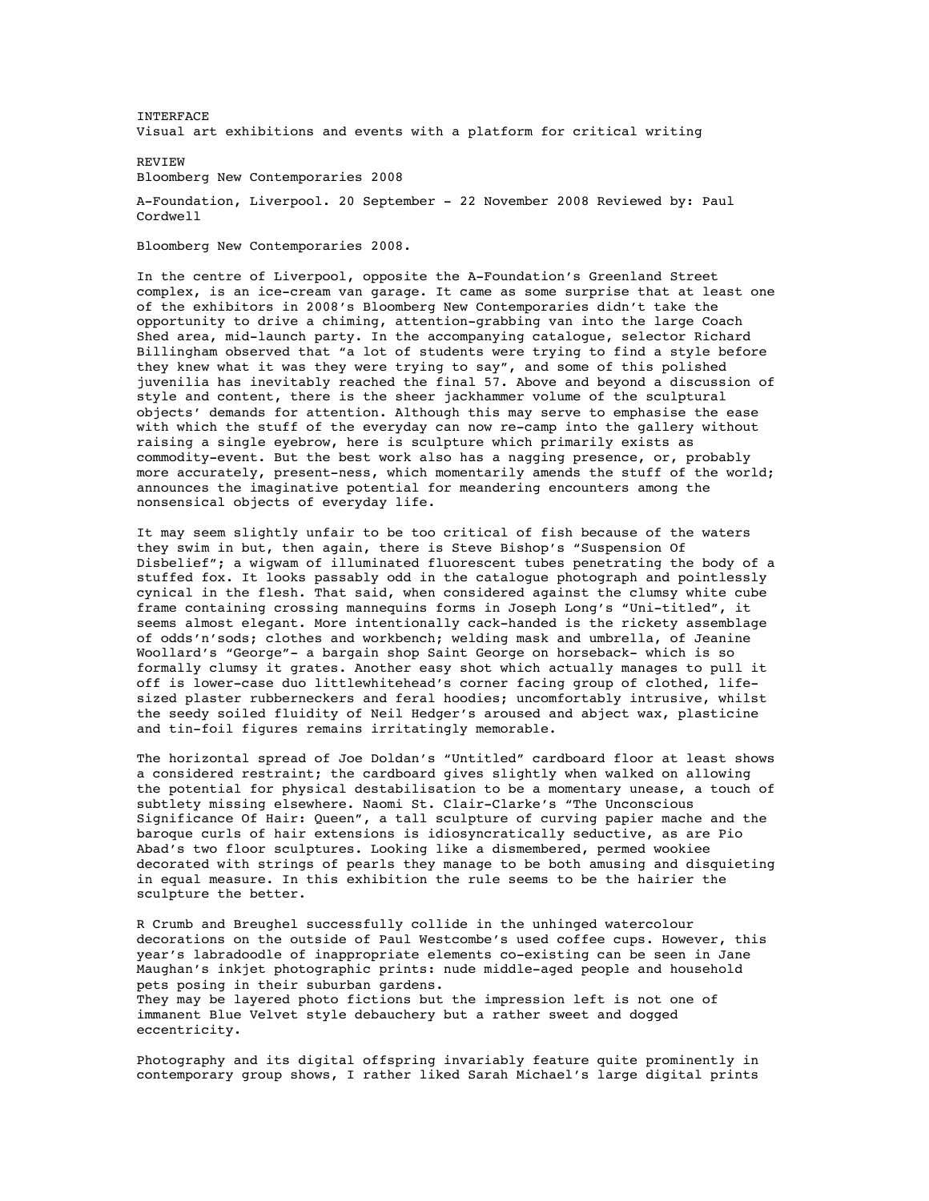INTERFACE
Visual art exhibitions and events with a platform for critical writing

REVIEW
Bloomberg New Contemporaries 2008

A-Foundation, Liverpool. 20 September - 22 November 2008 Reviewed by: Paul Cordwell

# Bloomberg New Contemporaries 2008.

In the centre of Liverpool, opposite the A-Foundation's Greenland Street complex, is an ice-cream van garage. It came as some surprise that at least one of the exhibitors in 2008's Bloomberg New Contemporaries didn't take the opportunity to drive a chiming, attention-grabbing van into the large Coach Shed area, mid-launch party. In the accompanying catalogue, selector Richard Billingham observed that "a lot of students were trying to find a style before they knew what it was they were trying to say", and some of this polished juvenilia has inevitably reached the final 57. Above and beyond a discussion of style and content, there is the sheer jackhammer volume of the sculptural objects' demands for attention. Although this may serve to emphasise the ease with which the stuff of the everyday can now re-camp into the gallery without raising a single eyebrow, here is sculpture which primarily exists as commodity-event. But the best work also has a nagging presence, or, probably more accurately, present-ness, which momentarily amends the stuff of the world; announces the imaginative potential for meandering encounters among the nonsensical objects of everyday life.

It may seem slightly unfair to be too critical of fish because of the waters they swim in but, then again, there is Steve Bishop's "Suspension Of Disbelief"; a wigwam of illuminated fluorescent tubes penetrating the body of a stuffed fox. It looks passably odd in the catalogue photograph and pointlessly cynical in the flesh. That said, when considered against the clumsy white cube frame containing crossing mannequins forms in Joseph Long's "Uni-titled", it seems almost elegant. More intentionally cack-handed is the rickety assemblage of odds'n'sods; clothes and workbench; welding mask and umbrella, of Jeanine Woollard's "George"- a bargain shop Saint George on horseback- which is so formally clumsy it grates. Another easy shot which actually manages to pull it off is lower-case duo littlewhitehead's corner facing group of clothed, life-sized plaster rubberneckers and feral hoodies; uncomfortably intrusive, whilst the seedy soiled fluidity of Neil Hedger's aroused and abject wax, plasticine and tin-foil figures remains irritatingly memorable.

The horizontal spread of Joe Doldan's "Untitled" cardboard floor at least shows a considered restraint; the cardboard gives slightly when walked on allowing the potential for physical destabilisation to be a momentary unease, a touch of subtlety missing elsewhere. Naomi St. Clair-Clarke's "The Unconscious Significance Of Hair: Queen", a tall sculpture of curving papier mache and the baroque curls of hair extensions is idiosyncratically seductive, as are Pio Abad's two floor sculptures. Looking like a dismembered, permed wookiee decorated with strings of pearls they manage to be both amusing and disquieting in equal measure. In this exhibition the rule seems to be the hairier the sculpture the better.

R Crumb and Breughel successfully collide in the unhinged watercolour decorations on the outside of Paul Westcombe's used coffee cups. However, this year's labradoodle of inappropriate elements co-existing can be seen in Jane Maughan's inkjet photographic prints: nude middle-aged people and household pets posing in their suburban gardens.
They may be layered photo fictions but the impression left is not one of immanent Blue Velvet style debauchery but a rather sweet and dogged eccentricity.

Photography and its digital offspring invariably feature quite prominently in contemporary group shows, I rather liked Sarah Michael's large digital prints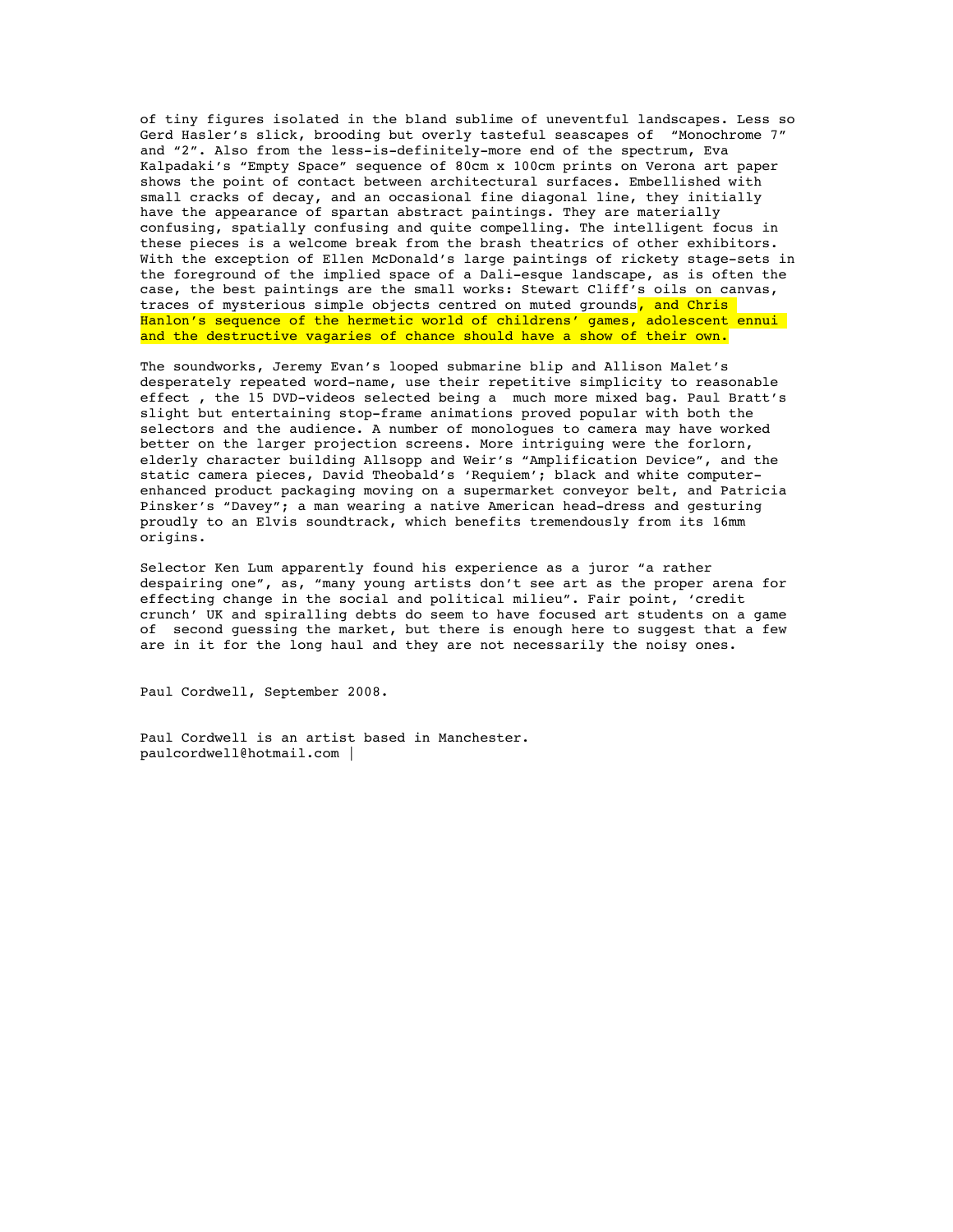of tiny figures isolated in the bland sublime of uneventful landscapes. Less so Gerd Hasler's slick, brooding but overly tasteful seascapes of "Monochrome 7" and "2". Also from the less-is-definitely-more end of the spectrum, Eva Kalpadaki's "Empty Space" sequence of 80cm x 100cm prints on Verona art paper shows the point of contact between architectural surfaces. Embellished with small cracks of decay, and an occasional fine diagonal line, they initially have the appearance of spartan abstract paintings. They are materially confusing, spatially confusing and quite compelling. The intelligent focus in these pieces is a welcome break from the brash theatrics of other exhibitors. With the exception of Ellen McDonald's large paintings of rickety stage-sets in the foreground of the implied space of a Dali-esque landscape, as is often the case, the best paintings are the small works: Stewart Cliff's oils on canvas, traces of mysterious simple objects centred on muted grounds, and Chris Hanlon's sequence of the hermetic world of childrens' games, adolescent ennui and the destructive vagaries of chance should have a show of their own.

The soundworks, Jeremy Evan's looped submarine blip and Allison Malet's desperately repeated word-name, use their repetitive simplicity to reasonable effect , the 15 DVD-videos selected being a much more mixed bag. Paul Bratt's slight but entertaining stop-frame animations proved popular with both the selectors and the audience. A number of monologues to camera may have worked better on the larger projection screens. More intriguing were the forlorn, elderly character building Allsopp and Weir's "Amplification Device", and the static camera pieces, David Theobald's 'Requiem'; black and white computer-enhanced product packaging moving on a supermarket conveyor belt, and Patricia Pinsker's "Davey"; a man wearing a native American head-dress and gesturing proudly to an Elvis soundtrack, which benefits tremendously from its 16mm origins.

Selector Ken Lum apparently found his experience as a juror "a rather despairing one", as, "many young artists don't see art as the proper arena for effecting change in the social and political milieu". Fair point, 'credit crunch' UK and spiralling debts do seem to have focused art students on a game of second guessing the market, but there is enough here to suggest that a few are in it for the long haul and they are not necessarily the noisy ones.

Paul Cordwell, September 2008.

Paul Cordwell is an artist based in Manchester.
paulcordwell@hotmail.com |